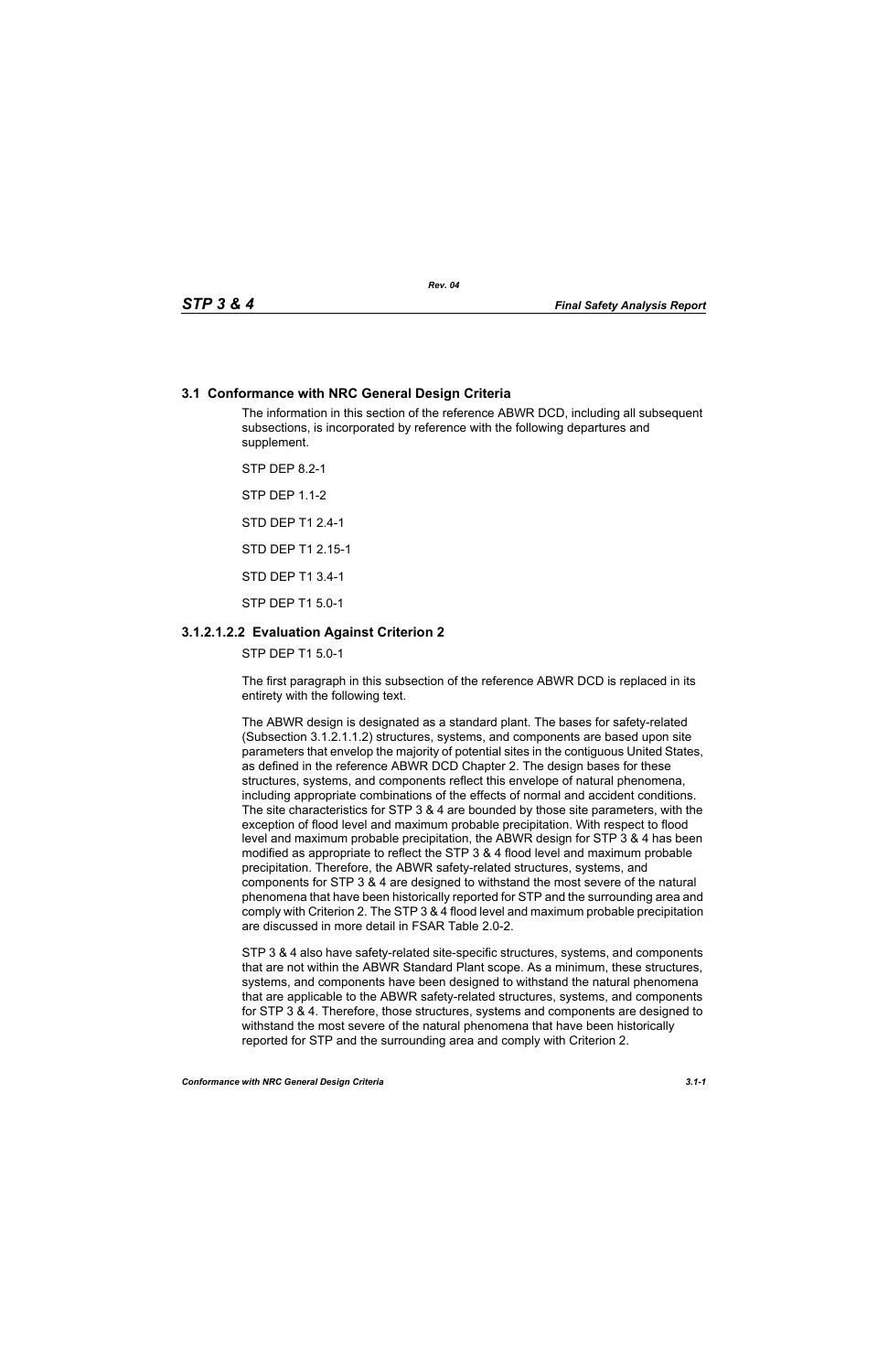## 3.1 Conformance with NRC General Design Criteria

The information in this section of the reference ABWR DCD, including all subsequent subsections, is incorporated by reference with the following departures and supplement.

STP DEP 8.2-1

STP DEP 1.1-2

STD DEP T1 2.4-1

STD DEP T1 2.15-1

STD DEP T1 3.4-1

STP DEP T1 5.0-1

### 3.1.2.1.2.2 Evaluation Against Criterion 2

STP DEP T1 5.0-1

The first paragraph in this subsection of the reference ABWR DCD is replaced in its entirety with the following text.

The ABWR design is designated as a standard plant. The bases for safety-related (Subsection 3.1.2.1.1.2) structures, systems, and components are based upon site parameters that envelop the majority of potential sites in the contiguous United States, as defined in the reference ABWR DCD Chapter 2. The design bases for these structures, systems, and components reflect this envelope of natural phenomena, including appropriate combinations of the effects of normal and accident conditions. The site characteristics for STP 3 & 4 are bounded by those site parameters, with the exception of flood level and maximum probable precipitation. With respect to flood level and maximum probable precipitation, the ABWR design for STP 3 & 4 has been modified as appropriate to reflect the STP 3 & 4 flood level and maximum probable precipitation. Therefore, the ABWR safety-related structures, systems, and components for STP 3 & 4 are designed to withstand the most severe of the natural phenomena that have been historically reported for STP and the surrounding area and comply with Criterion 2. The STP 3 & 4 flood level and maximum probable precipitation are discussed in more detail in FSAR Table 2.0-2.

STP 3 & 4 also have safety-related site-specific structures, systems, and components that are not within the ABWR Standard Plant scope. As a minimum, these structures, systems, and components have been designed to withstand the natural phenomena that are applicable to the ABWR safety-related structures, systems, and components for STP 3 & 4. Therefore, those structures, systems and components are designed to withstand the most severe of the natural phenomena that have been historically reported for STP and the surrounding area and comply with Criterion 2.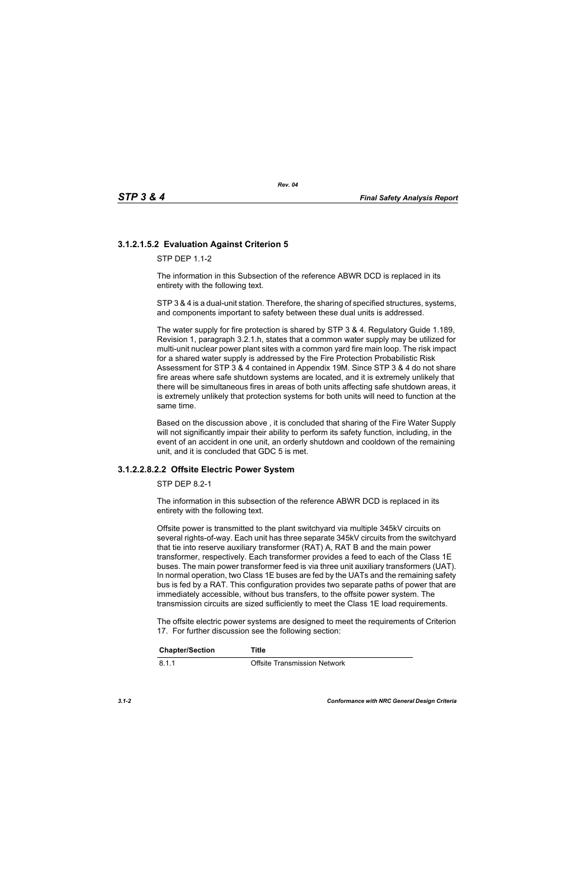### 3.1.2.1.5.2 Evaluation Against Criterion 5

STP DEP 1.1-2

The information in this Subsection of the reference ABWR DCD is replaced in its entirety with the following text.

STP 3 & 4 is a dual-unit station. Therefore, the sharing of specified structures, systems, and components important to safety between these dual units is addressed.

The water supply for fire protection is shared by STP 3 & 4. Regulatory Guide 1.189, Revision 1, paragraph 3.2.1.h, states that a common water supply may be utilized for multi-unit nuclear power plant sites with a common yard fire main loop. The risk impact for a shared water supply is addressed by the Fire Protection Probabilistic Risk Assessment for STP 3 & 4 contained in Appendix 19M. Since STP 3 & 4 do not share fire areas where safe shutdown systems are located, and it is extremely unlikely that there will be simultaneous fires in areas of both units affecting safe shutdown areas, it is extremely unlikely that protection systems for both units will need to function at the same time.

Based on the discussion above , it is concluded that sharing of the Fire Water Supply will not significantly impair their ability to perform its safety function, including, in the event of an accident in one unit, an orderly shutdown and cooldown of the remaining unit, and it is concluded that GDC 5 is met.

### 3.1.2.2.8.2.2 Offsite Electric Power System

STP DEP 8.2-1

The information in this subsection of the reference ABWR DCD is replaced in its entirety with the following text.

Offsite power is transmitted to the plant switchyard via multiple 345kV circuits on several rights-of-way. Each unit has three separate 345kV circuits from the switchyard that tie into reserve auxiliary transformer (RAT) A, RAT B and the main power transformer, respectively. Each transformer provides a feed to each of the Class 1E buses. The main power transformer feed is via three unit auxiliary transformers (UAT). In normal operation, two Class 1E buses are fed by the UATs and the remaining safety bus is fed by a RAT. This configuration provides two separate paths of power that are immediately accessible, without bus transfers, to the offsite power system. The transmission circuits are sized sufficiently to meet the Class 1E load requirements.

The offsite electric power systems are designed to meet the requirements of Criterion 17. For further discussion see the following section:

| Chapter/Section | Title |
|---|---|
| 8.1.1 | Offsite Transmission Network |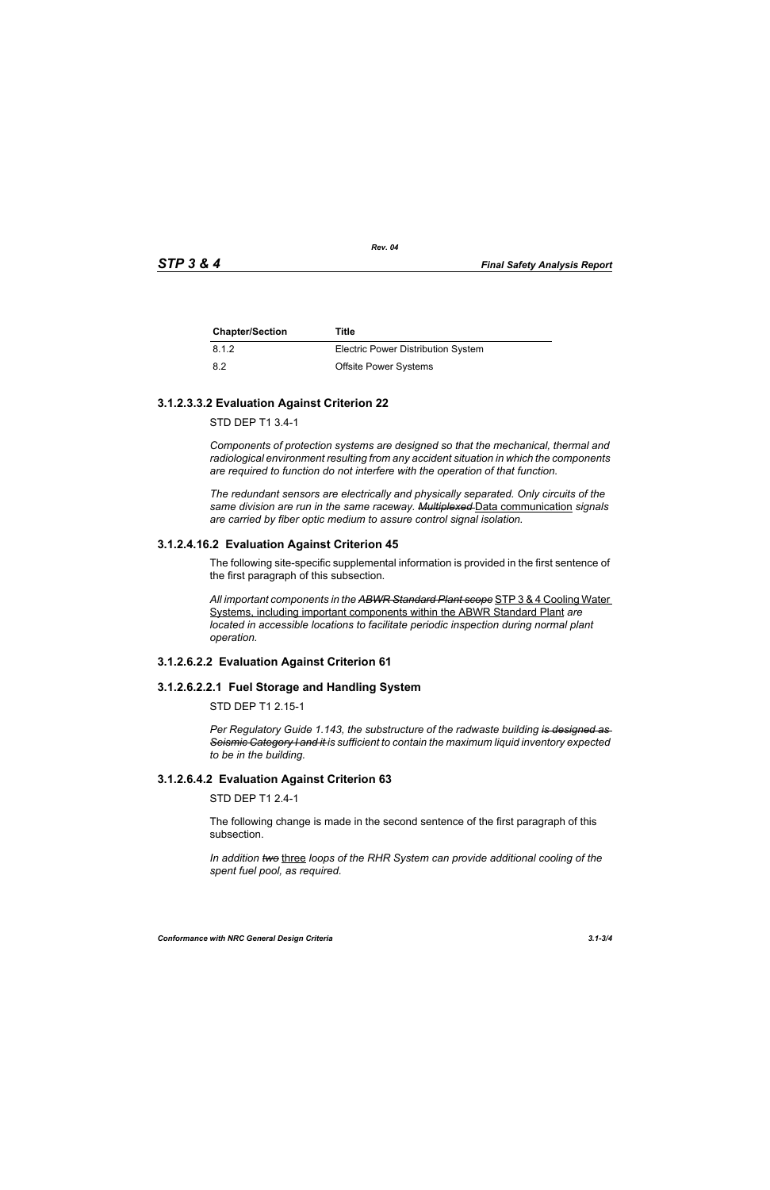| Chapter/Section | Title |
|---|---|
| 8.1.2 | Electric Power Distribution System |
| 8.2 | Offsite Power Systems |

### 3.1.2.3.3.2 Evaluation Against Criterion 22

STD DEP T1 3.4-1

*Components of protection systems are designed so that the mechanical, thermal and radiological environment resulting from any accident situation in which the components are required to function do not interfere with the operation of that function.*

*The redundant sensors are electrically and physically separated. Only circuits of the same division are run in the same raceway. ~~Multiplexed~~* <u>Data communication</u> *signals are carried by fiber optic medium to assure control signal isolation.*

### 3.1.2.4.16.2 Evaluation Against Criterion 45

The following site-specific supplemental information is provided in the first sentence of the first paragraph of this subsection.

*All important components in the ~~ABWR Standard Plant scope~~* <u>STP 3 & 4 Cooling Water Systems, including important components within the ABWR Standard Plant</u> *are located in accessible locations to facilitate periodic inspection during normal plant operation.*

### 3.1.2.6.2.2 Evaluation Against Criterion 61

### 3.1.2.6.2.2.1 Fuel Storage and Handling System

STD DEP T1 2.15-1

*Per Regulatory Guide 1.143, the substructure of the radwaste building ~~is designed as Seismic Category I and it~~ is sufficient to contain the maximum liquid inventory expected to be in the building.*

### 3.1.2.6.4.2 Evaluation Against Criterion 63

STD DEP T1 2.4-1

The following change is made in the second sentence of the first paragraph of this subsection.

*In addition ~~two~~* <u>three</u> *loops of the RHR System can provide additional cooling of the spent fuel pool, as required.*